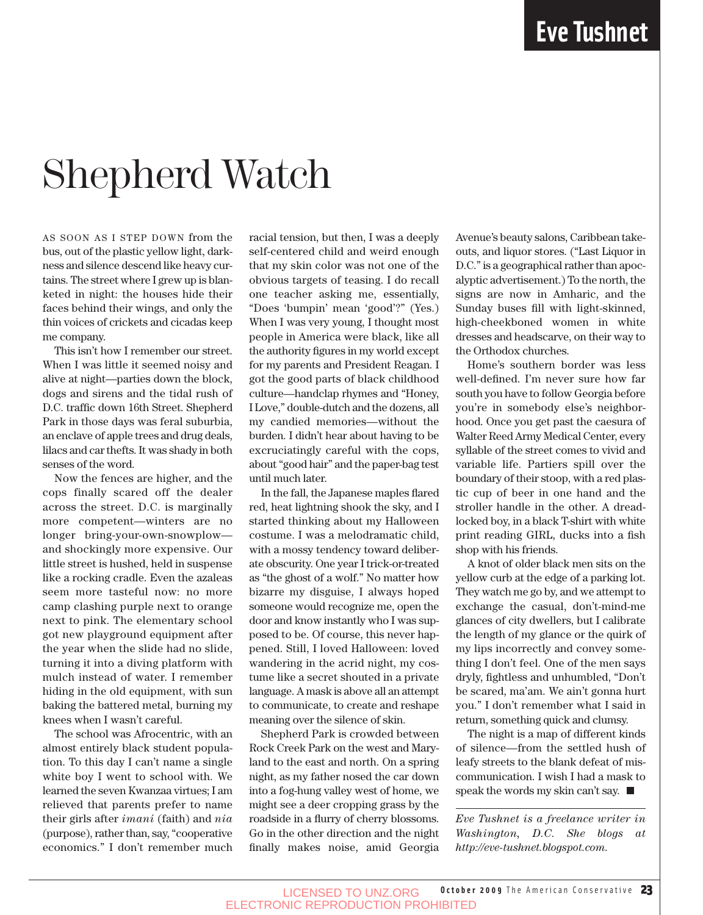**Eve Tushnet**

# Shepherd Watch

As soon as I step down from the bus, out of the plastic yellow light, darkness and silence descend like heavy curtains. The street where I grew up is blanketed in night: the houses hide their faces behind their wings, and only the thin voices of crickets and cicadas keep me company.

This isn't how I remember our street. When I was little it seemed noisy and alive at night—parties down the block, dogs and sirens and the tidal rush of D.C. traffic down 16th Street. Shepherd Park in those days was feral suburbia, an enclave of apple trees and drug deals, lilacs and car thefts. It was shady in both senses of the word.

Now the fences are higher, and the cops finally scared off the dealer across the street. D.C. is marginally more competent—winters are no longer bring-your-own-snowplow—and shockingly more expensive. Our little street is hushed, held in suspense like a rocking cradle. Even the azaleas seem more tasteful now: no more camp clashing purple next to orange next to pink. The elementary school got new playground equipment after the year when the slide had no slide, turning it into a diving platform with mulch instead of water. I remember hiding in the old equipment, with sun baking the battered metal, burning my knees when I wasn't careful.

The school was Afrocentric, with an almost entirely black student population. To this day I can't name a single white boy I went to school with. We learned the seven Kwanzaa virtues; I am relieved that parents prefer to name their girls after *imani* (faith) and *nia* (purpose), rather than, say, "cooperative economics." I don't remember much racial tension, but then, I was a deeply self-centered child and weird enough that my skin color was not one of the obvious targets of teasing. I do recall one teacher asking me, essentially, "Does 'bumpin' mean 'good'?" (Yes.) When I was very young, I thought most people in America were black, like all the authority figures in my world except for my parents and President Reagan. I got the good parts of black childhood culture—handclap rhymes and "Honey, I Love," double-dutch and the dozens, all my candied memories—without the burden. I didn't hear about having to be excruciatingly careful with the cops, about "good hair" and the paper-bag test until much later.

In the fall, the Japanese maples flared red, heat lightning shook the sky, and I started thinking about my Halloween costume. I was a melodramatic child, with a mossy tendency toward deliberate obscurity. One year I trick-or-treated as "the ghost of a wolf." No matter how bizarre my disguise, I always hoped someone would recognize me, open the door and know instantly who I was supposed to be. Of course, this never happened. Still, I loved Halloween: loved wandering in the acrid night, my costume like a secret shouted in a private language. A mask is above all an attempt to communicate, to create and reshape meaning over the silence of skin.

Shepherd Park is crowded between Rock Creek Park on the west and Maryland to the east and north. On a spring night, as my father nosed the car down into a fog-hung valley west of home, we might see a deer cropping grass by the roadside in a flurry of cherry blossoms. Go in the other direction and the night finally makes noise, amid Georgia Avenue's beauty salons, Caribbean takeouts, and liquor stores. ("Last Liquor in D.C." is a geographical rather than apocalyptic advertisement.) To the north, the signs are now in Amharic, and the Sunday buses fill with light-skinned, high-cheekboned women in white dresses and headscarve, on their way to the Orthodox churches.

Home's southern border was less well-defined. I'm never sure how far south you have to follow Georgia before you're in somebody else's neighborhood. Once you get past the caesura of Walter Reed Army Medical Center, every syllable of the street comes to vivid and variable life. Partiers spill over the boundary of their stoop, with a red plastic cup of beer in one hand and the stroller handle in the other. A dreadlocked boy, in a black T-shirt with white print reading GIRL, ducks into a fish shop with his friends.

A knot of older black men sits on the yellow curb at the edge of a parking lot. They watch me go by, and we attempt to exchange the casual, don't-mind-me glances of city dwellers, but I calibrate the length of my glance or the quirk of my lips incorrectly and convey something I don't feel. One of the men says dryly, fightless and unhumbled, "Don't be scared, ma'am. We ain't gonna hurt you." I don't remember what I said in return, something quick and clumsy.

The night is a map of different kinds of silence—from the settled hush of leafy streets to the blank defeat of miscommunication. I wish I had a mask to speak the words my skin can't say. ■

*Eve Tushnet is a freelance writer in Washington, D.C. She blogs at http://eve-tushnet.blogspot.com.*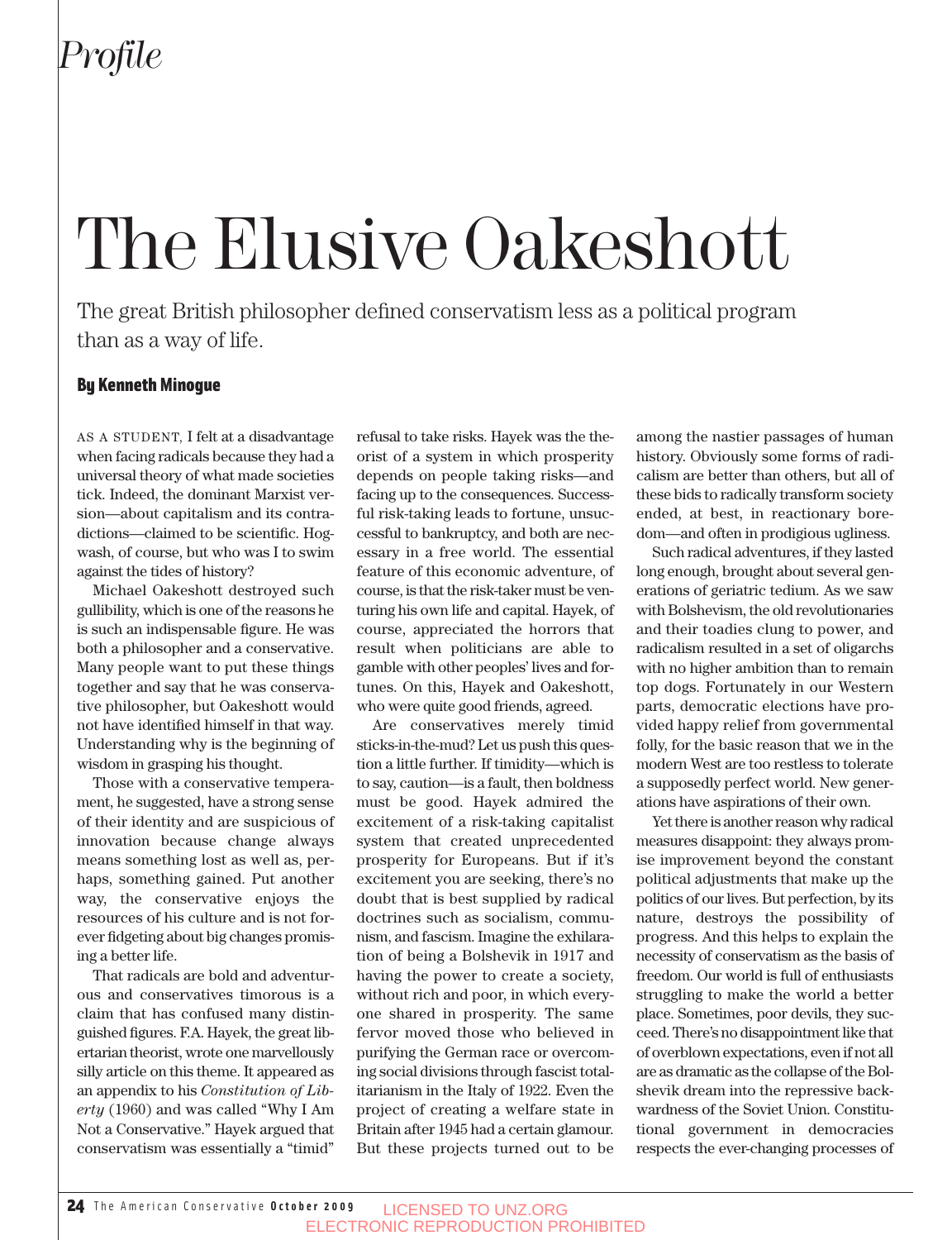*Profile*

# The Elusive Oakeshott

The great British philosopher defined conservatism less as a political program than as a way of life.

**By Kenneth Minogue**

AS A STUDENT, I felt at a disadvantage when facing radicals because they had a universal theory of what made societies tick. Indeed, the dominant Marxist version—about capitalism and its contradictions—claimed to be scientific. Hogwash, of course, but who was I to swim against the tides of history?

Michael Oakeshott destroyed such gullibility, which is one of the reasons he is such an indispensable figure. He was both a philosopher and a conservative. Many people want to put these things together and say that he was conservative philosopher, but Oakeshott would not have identified himself in that way. Understanding why is the beginning of wisdom in grasping his thought.

Those with a conservative temperament, he suggested, have a strong sense of their identity and are suspicious of innovation because change always means something lost as well as, perhaps, something gained. Put another way, the conservative enjoys the resources of his culture and is not forever fidgeting about big changes promising a better life.

That radicals are bold and adventurous and conservatives timorous is a claim that has confused many distinguished figures. F.A. Hayek, the great libertarian theorist, wrote one marvellously silly article on this theme. It appeared as an appendix to his *Constitution of Liberty* (1960) and was called "Why I Am Not a Conservative." Hayek argued that conservatism was essentially a "timid" refusal to take risks. Hayek was the theorist of a system in which prosperity depends on people taking risks—and facing up to the consequences. Successful risk-taking leads to fortune, unsuccessful to bankruptcy, and both are necessary in a free world. The essential feature of this economic adventure, of course, is that the risk-taker must be venturing his own life and capital. Hayek, of course, appreciated the horrors that result when politicians are able to gamble with other peoples' lives and fortunes. On this, Hayek and Oakeshott, who were quite good friends, agreed.

Are conservatives merely timid sticks-in-the-mud? Let us push this question a little further. If timidity—which is to say, caution—is a fault, then boldness must be good. Hayek admired the excitement of a risk-taking capitalist system that created unprecedented prosperity for Europeans. But if it's excitement you are seeking, there's no doubt that is best supplied by radical doctrines such as socialism, communism, and fascism. Imagine the exhilaration of being a Bolshevik in 1917 and having the power to create a society, without rich and poor, in which everyone shared in prosperity. The same fervor moved those who believed in purifying the German race or overcoming social divisions through fascist totalitarianism in the Italy of 1922. Even the project of creating a welfare state in Britain after 1945 had a certain glamour. But these projects turned out to be among the nastier passages of human history. Obviously some forms of radicalism are better than others, but all of these bids to radically transform society ended, at best, in reactionary boredom—and often in prodigious ugliness.

Such radical adventures, if they lasted long enough, brought about several generations of geriatric tedium. As we saw with Bolshevism, the old revolutionaries and their toadies clung to power, and radicalism resulted in a set of oligarchs with no higher ambition than to remain top dogs. Fortunately in our Western parts, democratic elections have provided happy relief from governmental folly, for the basic reason that we in the modern West are too restless to tolerate a supposedly perfect world. New generations have aspirations of their own.

Yet there is another reason why radical measures disappoint: they always promise improvement beyond the constant political adjustments that make up the politics of our lives. But perfection, by its nature, destroys the possibility of progress. And this helps to explain the necessity of conservatism as the basis of freedom. Our world is full of enthusiasts struggling to make the world a better place. Sometimes, poor devils, they succeed. There's no disappointment like that of overblown expectations, even if not all are as dramatic as the collapse of the Bolshevik dream into the repressive backwardness of the Soviet Union. Constitutional government in democracies respects the ever-changing processes of